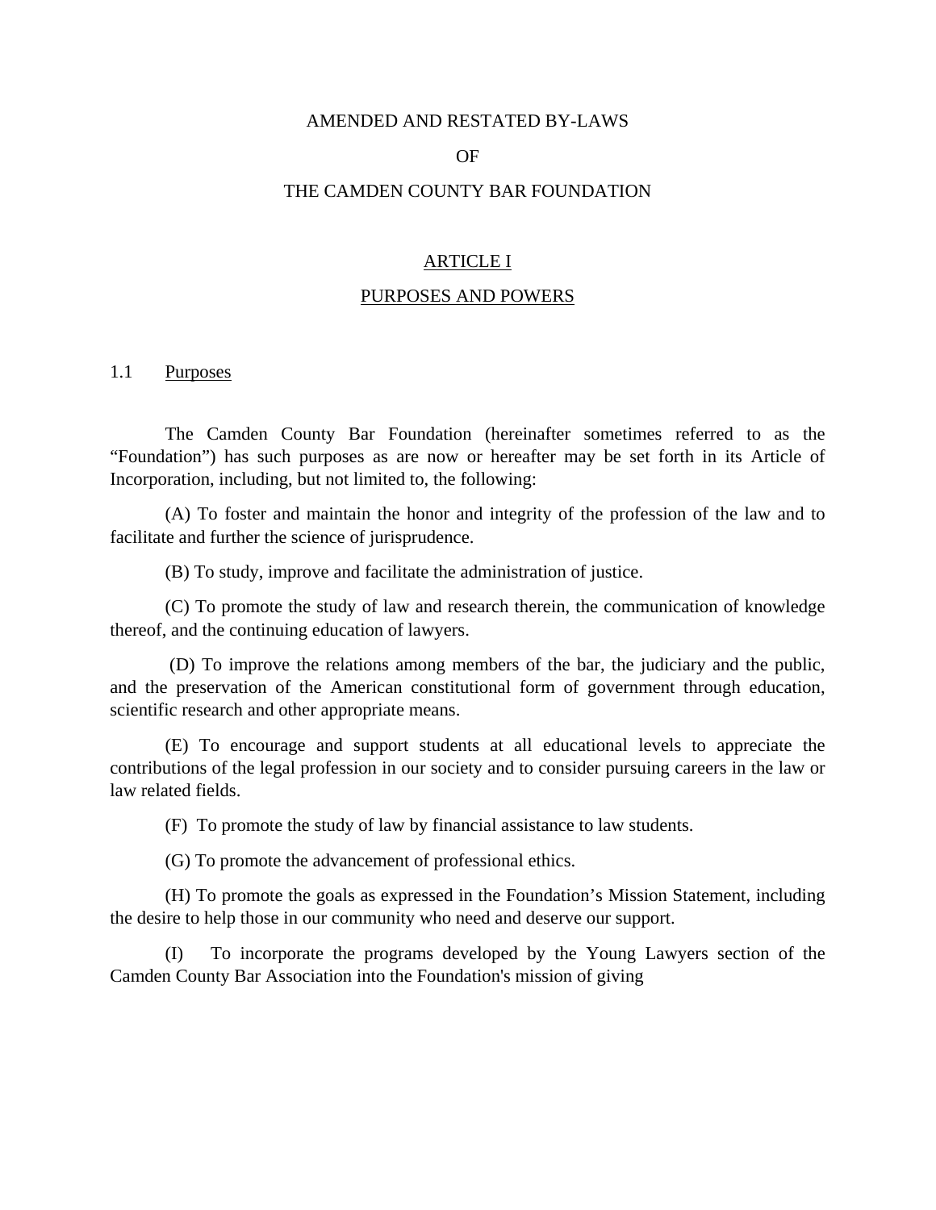# AMENDED AND RESTATED BY-LAWS

# OF

# THE CAMDEN COUNTY BAR FOUNDATION

## ARTICLE I

## PURPOSES AND POWERS

### 1.1 Purposes

The Camden County Bar Foundation (hereinafter sometimes referred to as the "Foundation") has such purposes as are now or hereafter may be set forth in its Article of Incorporation, including, but not limited to, the following:

(A) To foster and maintain the honor and integrity of the profession of the law and to facilitate and further the science of jurisprudence.

(B) To study, improve and facilitate the administration of justice.

(C) To promote the study of law and research therein, the communication of knowledge thereof, and the continuing education of lawyers.

(D) To improve the relations among members of the bar, the judiciary and the public, and the preservation of the American constitutional form of government through education, scientific research and other appropriate means.

(E) To encourage and support students at all educational levels to appreciate the contributions of the legal profession in our society and to consider pursuing careers in the law or law related fields.

(F) To promote the study of law by financial assistance to law students.

(G) To promote the advancement of professional ethics.

(H) To promote the goals as expressed in the Foundation's Mission Statement, including the desire to help those in our community who need and deserve our support.

(I) To incorporate the programs developed by the Young Lawyers section of the Camden County Bar Association into the Foundation's mission of giving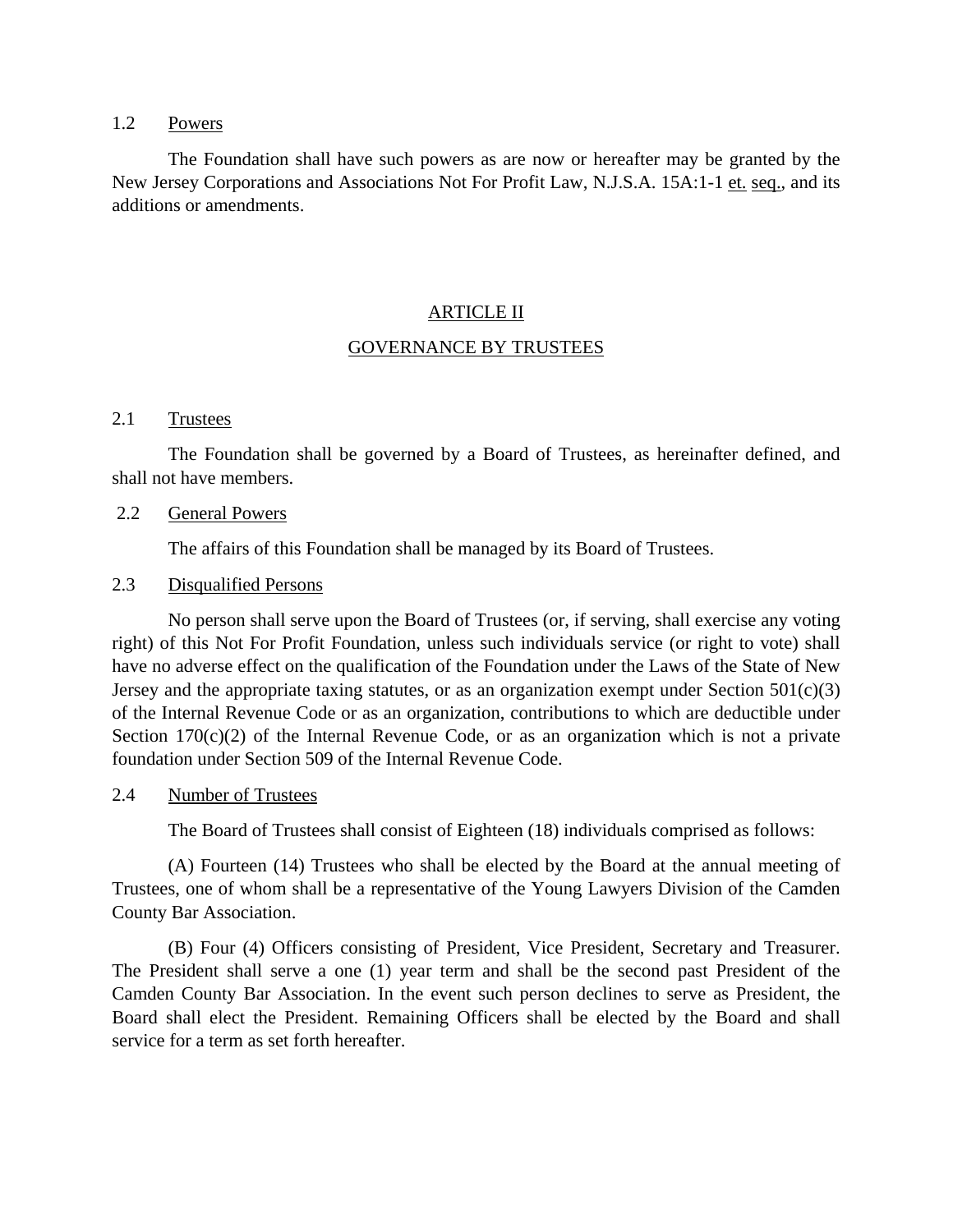### 1.2 Powers

The Foundation shall have such powers as are now or hereafter may be granted by the New Jersey Corporations and Associations Not For Profit Law, N.J.S.A. 15A:1-1 et. seq., and its additions or amendments.

## ARTICLE II

## GOVERNANCE BY TRUSTEES

### 2.1 Trustees

The Foundation shall be governed by a Board of Trustees, as hereinafter defined, and shall not have members.

### 2.2 General Powers

The affairs of this Foundation shall be managed by its Board of Trustees.

### 2.3 Disqualified Persons

No person shall serve upon the Board of Trustees (or, if serving, shall exercise any voting right) of this Not For Profit Foundation, unless such individuals service (or right to vote) shall have no adverse effect on the qualification of the Foundation under the Laws of the State of New Jersey and the appropriate taxing statutes, or as an organization exempt under Section 501(c)(3) of the Internal Revenue Code or as an organization, contributions to which are deductible under Section 170(c)(2) of the Internal Revenue Code, or as an organization which is not a private foundation under Section 509 of the Internal Revenue Code.

### 2.4 Number of Trustees

The Board of Trustees shall consist of Eighteen (18) individuals comprised as follows:

(A) Fourteen (14) Trustees who shall be elected by the Board at the annual meeting of Trustees, one of whom shall be a representative of the Young Lawyers Division of the Camden County Bar Association.

(B) Four (4) Officers consisting of President, Vice President, Secretary and Treasurer. The President shall serve a one (1) year term and shall be the second past President of the Camden County Bar Association. In the event such person declines to serve as President, the Board shall elect the President. Remaining Officers shall be elected by the Board and shall service for a term as set forth hereafter.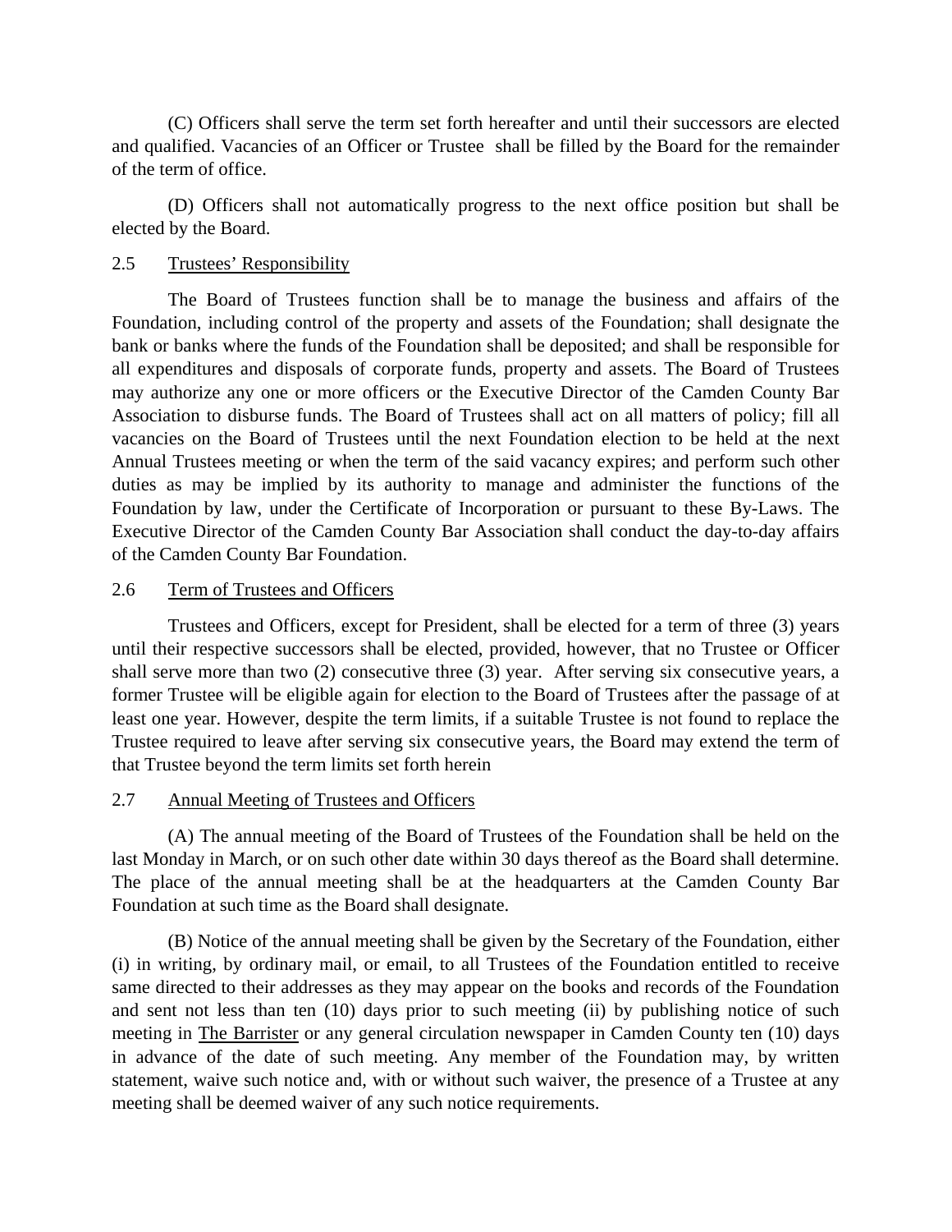(C) Officers shall serve the term set forth hereafter and until their successors are elected and qualified. Vacancies of an Officer or Trustee shall be filled by the Board for the remainder of the term of office.

(D) Officers shall not automatically progress to the next office position but shall be elected by the Board.

## 2.5 Trustees' Responsibility

The Board of Trustees function shall be to manage the business and affairs of the Foundation, including control of the property and assets of the Foundation; shall designate the bank or banks where the funds of the Foundation shall be deposited; and shall be responsible for all expenditures and disposals of corporate funds, property and assets. The Board of Trustees may authorize any one or more officers or the Executive Director of the Camden County Bar Association to disburse funds. The Board of Trustees shall act on all matters of policy; fill all vacancies on the Board of Trustees until the next Foundation election to be held at the next Annual Trustees meeting or when the term of the said vacancy expires; and perform such other duties as may be implied by its authority to manage and administer the functions of the Foundation by law, under the Certificate of Incorporation or pursuant to these By-Laws. The Executive Director of the Camden County Bar Association shall conduct the day-to-day affairs of the Camden County Bar Foundation.

## 2.6 Term of Trustees and Officers

Trustees and Officers, except for President, shall be elected for a term of three (3) years until their respective successors shall be elected, provided, however, that no Trustee or Officer shall serve more than two (2) consecutive three (3) year. After serving six consecutive years, a former Trustee will be eligible again for election to the Board of Trustees after the passage of at least one year. However, despite the term limits, if a suitable Trustee is not found to replace the Trustee required to leave after serving six consecutive years, the Board may extend the term of that Trustee beyond the term limits set forth herein

## 2.7 Annual Meeting of Trustees and Officers

(A) The annual meeting of the Board of Trustees of the Foundation shall be held on the last Monday in March, or on such other date within 30 days thereof as the Board shall determine. The place of the annual meeting shall be at the headquarters at the Camden County Bar Foundation at such time as the Board shall designate.

(B) Notice of the annual meeting shall be given by the Secretary of the Foundation, either (i) in writing, by ordinary mail, or email, to all Trustees of the Foundation entitled to receive same directed to their addresses as they may appear on the books and records of the Foundation and sent not less than ten (10) days prior to such meeting (ii) by publishing notice of such meeting in The Barrister or any general circulation newspaper in Camden County ten (10) days in advance of the date of such meeting. Any member of the Foundation may, by written statement, waive such notice and, with or without such waiver, the presence of a Trustee at any meeting shall be deemed waiver of any such notice requirements.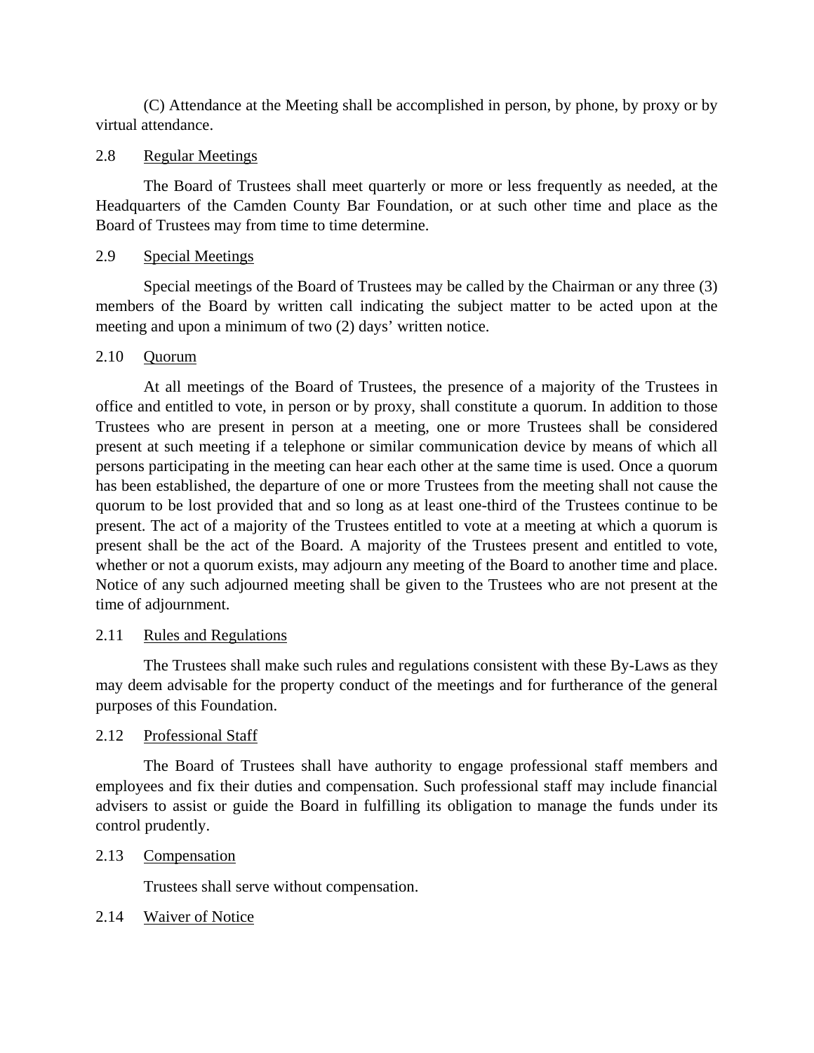(C) Attendance at the Meeting shall be accomplished in person, by phone, by proxy or by virtual attendance.

2.8 Regular Meetings

The Board of Trustees shall meet quarterly or more or less frequently as needed, at the Headquarters of the Camden County Bar Foundation, or at such other time and place as the Board of Trustees may from time to time determine.

2.9 Special Meetings

Special meetings of the Board of Trustees may be called by the Chairman or any three (3) members of the Board by written call indicating the subject matter to be acted upon at the meeting and upon a minimum of two (2) days' written notice.

2.10 Quorum

At all meetings of the Board of Trustees, the presence of a majority of the Trustees in office and entitled to vote, in person or by proxy, shall constitute a quorum. In addition to those Trustees who are present in person at a meeting, one or more Trustees shall be considered present at such meeting if a telephone or similar communication device by means of which all persons participating in the meeting can hear each other at the same time is used. Once a quorum has been established, the departure of one or more Trustees from the meeting shall not cause the quorum to be lost provided that and so long as at least one-third of the Trustees continue to be present. The act of a majority of the Trustees entitled to vote at a meeting at which a quorum is present shall be the act of the Board. A majority of the Trustees present and entitled to vote, whether or not a quorum exists, may adjourn any meeting of the Board to another time and place. Notice of any such adjourned meeting shall be given to the Trustees who are not present at the time of adjournment.

2.11 Rules and Regulations

The Trustees shall make such rules and regulations consistent with these By-Laws as they may deem advisable for the property conduct of the meetings and for furtherance of the general purposes of this Foundation.

2.12 Professional Staff

The Board of Trustees shall have authority to engage professional staff members and employees and fix their duties and compensation. Such professional staff may include financial advisers to assist or guide the Board in fulfilling its obligation to manage the funds under its control prudently.

2.13 Compensation

Trustees shall serve without compensation.

2.14 Waiver of Notice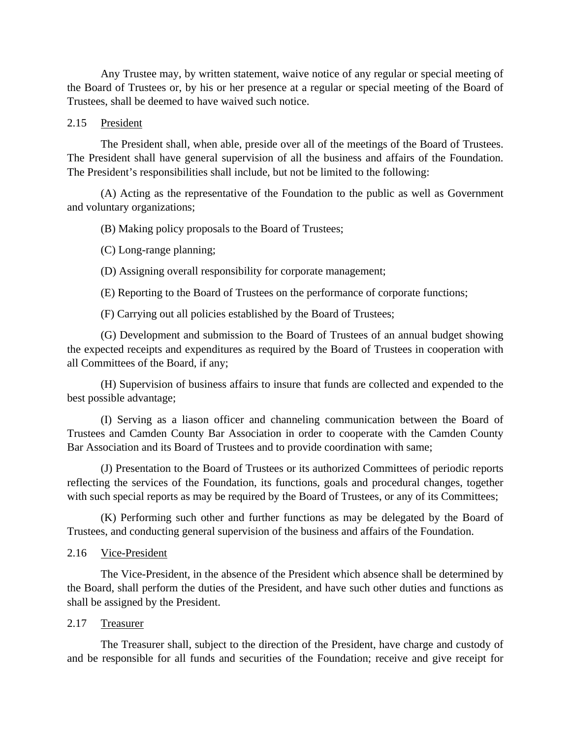Any Trustee may, by written statement, waive notice of any regular or special meeting of the Board of Trustees or, by his or her presence at a regular or special meeting of the Board of Trustees, shall be deemed to have waived such notice.

2.15 President

The President shall, when able, preside over all of the meetings of the Board of Trustees. The President shall have general supervision of all the business and affairs of the Foundation. The President's responsibilities shall include, but not be limited to the following:

(A) Acting as the representative of the Foundation to the public as well as Government and voluntary organizations;

(B) Making policy proposals to the Board of Trustees;

(C) Long-range planning;

(D) Assigning overall responsibility for corporate management;

(E) Reporting to the Board of Trustees on the performance of corporate functions;

(F) Carrying out all policies established by the Board of Trustees;

(G) Development and submission to the Board of Trustees of an annual budget showing the expected receipts and expenditures as required by the Board of Trustees in cooperation with all Committees of the Board, if any;

(H) Supervision of business affairs to insure that funds are collected and expended to the best possible advantage;

(I) Serving as a liason officer and channeling communication between the Board of Trustees and Camden County Bar Association in order to cooperate with the Camden County Bar Association and its Board of Trustees and to provide coordination with same;

(J) Presentation to the Board of Trustees or its authorized Committees of periodic reports reflecting the services of the Foundation, its functions, goals and procedural changes, together with such special reports as may be required by the Board of Trustees, or any of its Committees;

(K) Performing such other and further functions as may be delegated by the Board of Trustees, and conducting general supervision of the business and affairs of the Foundation.

2.16 Vice-President

The Vice-President, in the absence of the President which absence shall be determined by the Board, shall perform the duties of the President, and have such other duties and functions as shall be assigned by the President.

2.17 Treasurer

The Treasurer shall, subject to the direction of the President, have charge and custody of and be responsible for all funds and securities of the Foundation; receive and give receipt for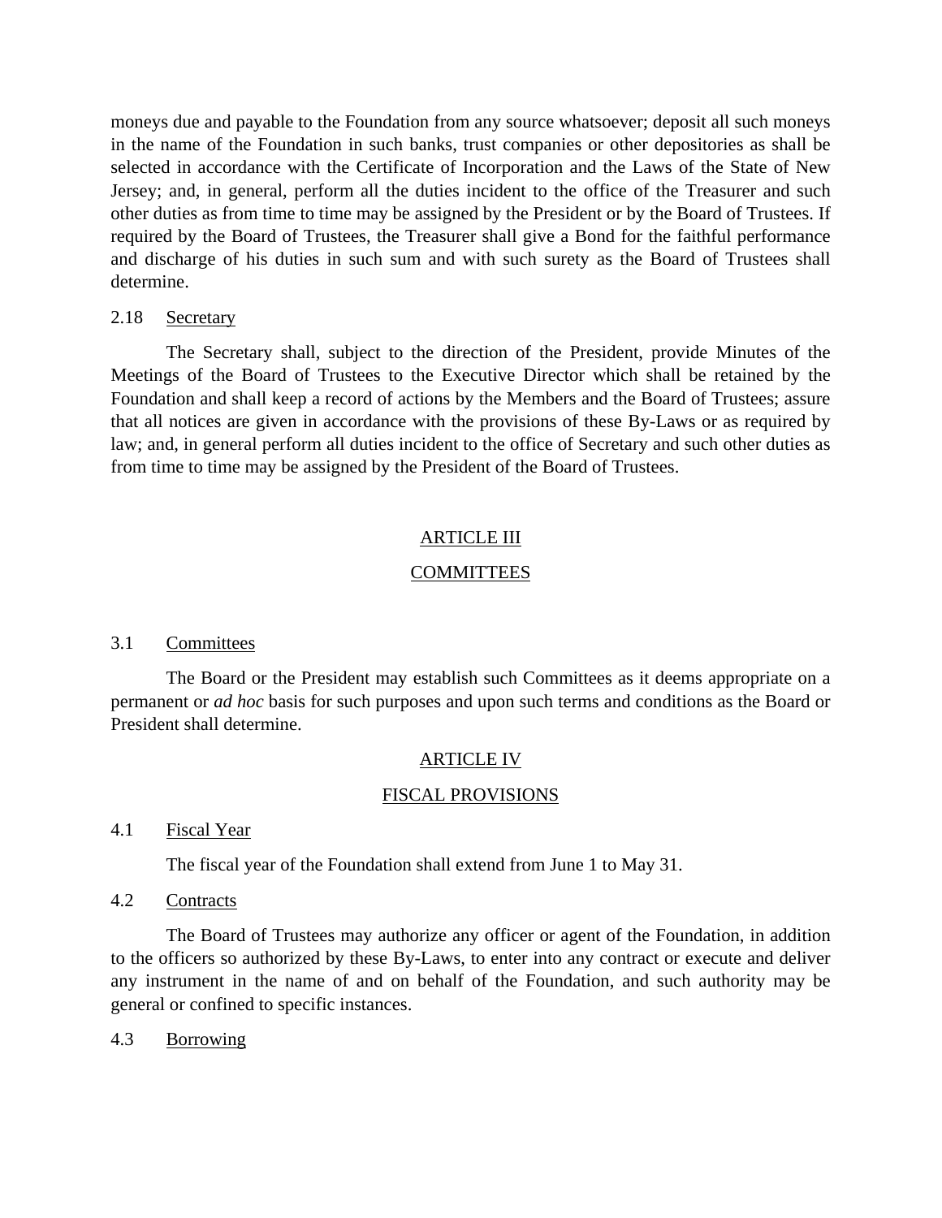moneys due and payable to the Foundation from any source whatsoever; deposit all such moneys in the name of the Foundation in such banks, trust companies or other depositories as shall be selected in accordance with the Certificate of Incorporation and the Laws of the State of New Jersey; and, in general, perform all the duties incident to the office of the Treasurer and such other duties as from time to time may be assigned by the President or by the Board of Trustees. If required by the Board of Trustees, the Treasurer shall give a Bond for the faithful performance and discharge of his duties in such sum and with such surety as the Board of Trustees shall determine.

### 2.18 Secretary

The Secretary shall, subject to the direction of the President, provide Minutes of the Meetings of the Board of Trustees to the Executive Director which shall be retained by the Foundation and shall keep a record of actions by the Members and the Board of Trustees; assure that all notices are given in accordance with the provisions of these By-Laws or as required by law; and, in general perform all duties incident to the office of Secretary and such other duties as from time to time may be assigned by the President of the Board of Trustees.

## ARTICLE III

## COMMITTEES

### 3.1 Committees

The Board or the President may establish such Committees as it deems appropriate on a permanent or *ad hoc* basis for such purposes and upon such terms and conditions as the Board or President shall determine.

## ARTICLE IV

## FISCAL PROVISIONS

### 4.1 Fiscal Year

The fiscal year of the Foundation shall extend from June 1 to May 31.

### 4.2 Contracts

The Board of Trustees may authorize any officer or agent of the Foundation, in addition to the officers so authorized by these By-Laws, to enter into any contract or execute and deliver any instrument in the name of and on behalf of the Foundation, and such authority may be general or confined to specific instances.

### 4.3 Borrowing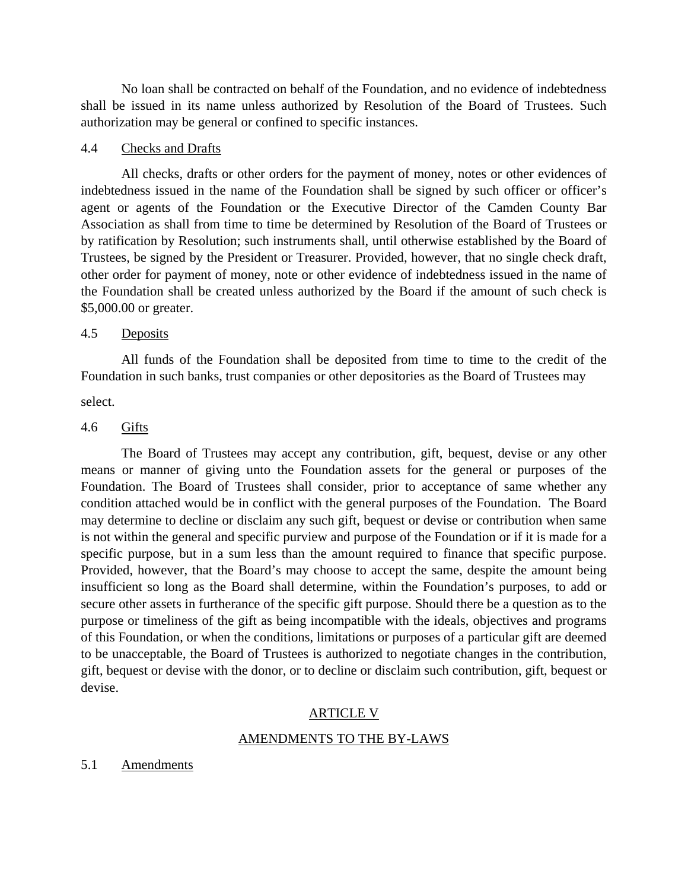No loan shall be contracted on behalf of the Foundation, and no evidence of indebtedness shall be issued in its name unless authorized by Resolution of the Board of Trustees. Such authorization may be general or confined to specific instances.

4.4 Checks and Drafts

All checks, drafts or other orders for the payment of money, notes or other evidences of indebtedness issued in the name of the Foundation shall be signed by such officer or officer's agent or agents of the Foundation or the Executive Director of the Camden County Bar Association as shall from time to time be determined by Resolution of the Board of Trustees or by ratification by Resolution; such instruments shall, until otherwise established by the Board of Trustees, be signed by the President or Treasurer. Provided, however, that no single check draft, other order for payment of money, note or other evidence of indebtedness issued in the name of the Foundation shall be created unless authorized by the Board if the amount of such check is $5,000.00 or greater.

4.5 Deposits

All funds of the Foundation shall be deposited from time to time to the credit of the Foundation in such banks, trust companies or other depositories as the Board of Trustees may select.

4.6 Gifts

The Board of Trustees may accept any contribution, gift, bequest, devise or any other means or manner of giving unto the Foundation assets for the general or purposes of the Foundation. The Board of Trustees shall consider, prior to acceptance of same whether any condition attached would be in conflict with the general purposes of the Foundation. The Board may determine to decline or disclaim any such gift, bequest or devise or contribution when same is not within the general and specific purview and purpose of the Foundation or if it is made for a specific purpose, but in a sum less than the amount required to finance that specific purpose. Provided, however, that the Board's may choose to accept the same, despite the amount being insufficient so long as the Board shall determine, within the Foundation's purposes, to add or secure other assets in furtherance of the specific gift purpose. Should there be a question as to the purpose or timeliness of the gift as being incompatible with the ideals, objectives and programs of this Foundation, or when the conditions, limitations or purposes of a particular gift are deemed to be unacceptable, the Board of Trustees is authorized to negotiate changes in the contribution, gift, bequest or devise with the donor, or to decline or disclaim such contribution, gift, bequest or devise.

## ARTICLE V

## AMENDMENTS TO THE BY-LAWS

5.1 Amendments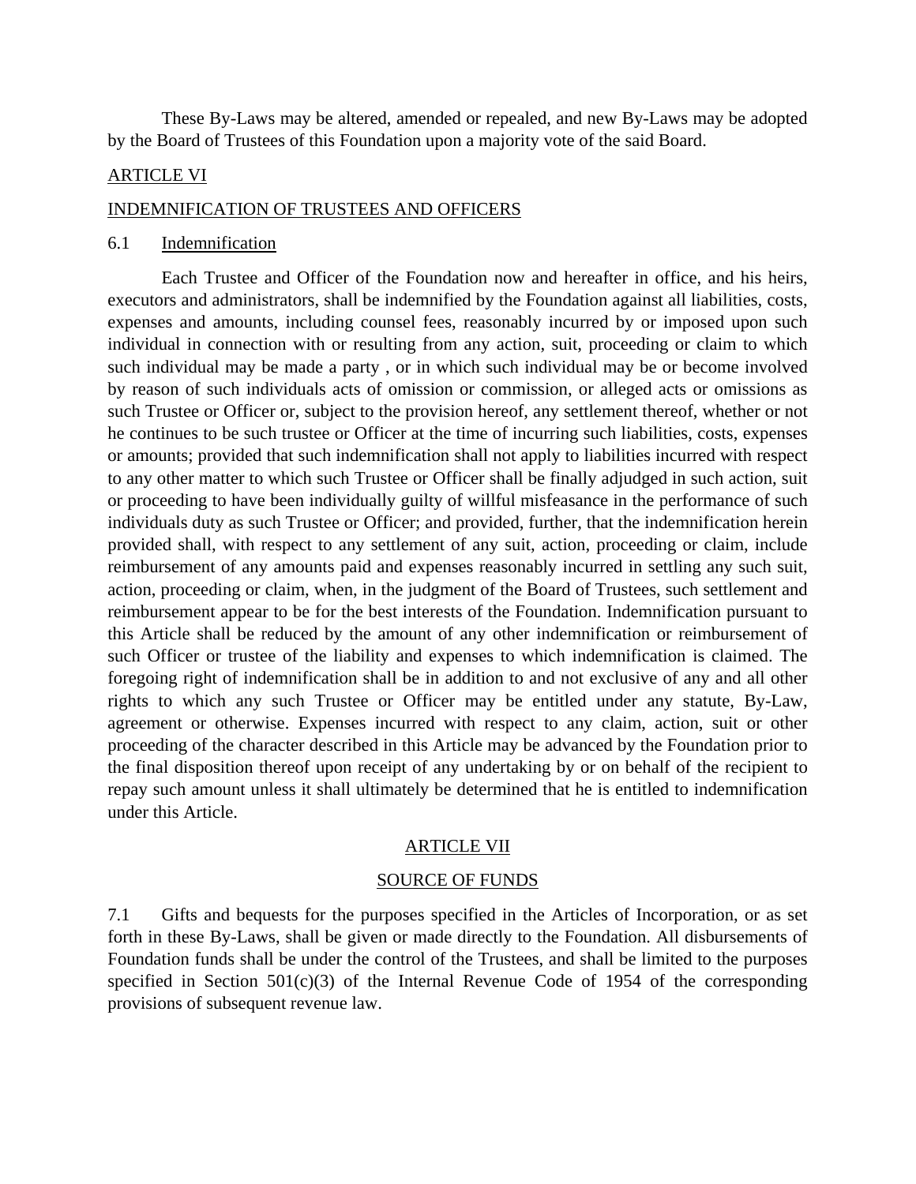These By-Laws may be altered, amended or repealed, and new By-Laws may be adopted by the Board of Trustees of this Foundation upon a majority vote of the said Board.

## ARTICLE VI

## INDEMNIFICATION OF TRUSTEES AND OFFICERS

### 6.1 Indemnification

Each Trustee and Officer of the Foundation now and hereafter in office, and his heirs, executors and administrators, shall be indemnified by the Foundation against all liabilities, costs, expenses and amounts, including counsel fees, reasonably incurred by or imposed upon such individual in connection with or resulting from any action, suit, proceeding or claim to which such individual may be made a party , or in which such individual may be or become involved by reason of such individuals acts of omission or commission, or alleged acts or omissions as such Trustee or Officer or, subject to the provision hereof, any settlement thereof, whether or not he continues to be such trustee or Officer at the time of incurring such liabilities, costs, expenses or amounts; provided that such indemnification shall not apply to liabilities incurred with respect to any other matter to which such Trustee or Officer shall be finally adjudged in such action, suit or proceeding to have been individually guilty of willful misfeasance in the performance of such individuals duty as such Trustee or Officer; and provided, further, that the indemnification herein provided shall, with respect to any settlement of any suit, action, proceeding or claim, include reimbursement of any amounts paid and expenses reasonably incurred in settling any such suit, action, proceeding or claim, when, in the judgment of the Board of Trustees, such settlement and reimbursement appear to be for the best interests of the Foundation. Indemnification pursuant to this Article shall be reduced by the amount of any other indemnification or reimbursement of such Officer or trustee of the liability and expenses to which indemnification is claimed. The foregoing right of indemnification shall be in addition to and not exclusive of any and all other rights to which any such Trustee or Officer may be entitled under any statute, By-Law, agreement or otherwise. Expenses incurred with respect to any claim, action, suit or other proceeding of the character described in this Article may be advanced by the Foundation prior to the final disposition thereof upon receipt of any undertaking by or on behalf of the recipient to repay such amount unless it shall ultimately be determined that he is entitled to indemnification under this Article.

## ARTICLE VII

## SOURCE OF FUNDS

7.1 Gifts and bequests for the purposes specified in the Articles of Incorporation, or as set forth in these By-Laws, shall be given or made directly to the Foundation. All disbursements of Foundation funds shall be under the control of the Trustees, and shall be limited to the purposes specified in Section 501(c)(3) of the Internal Revenue Code of 1954 of the corresponding provisions of subsequent revenue law.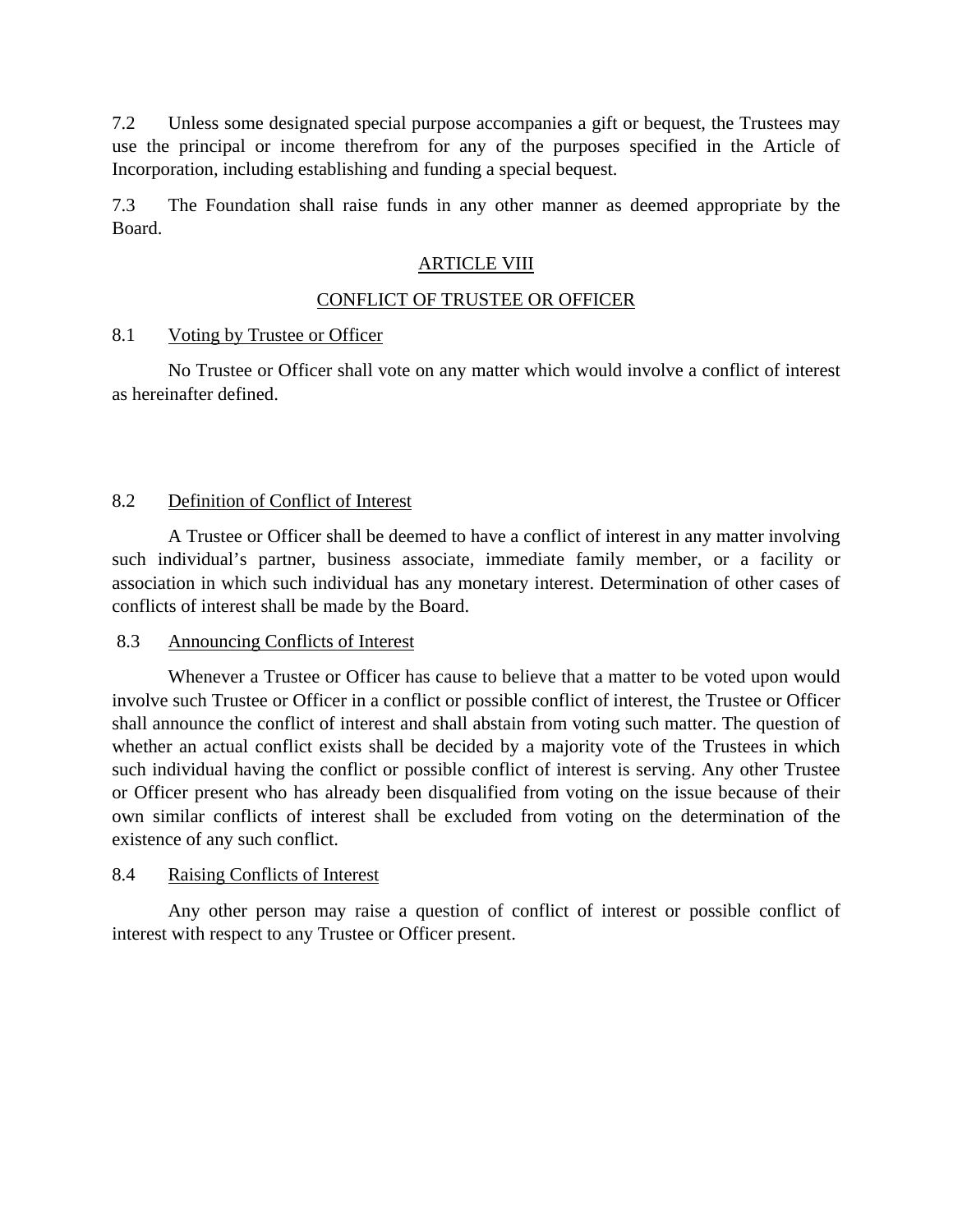7.2 Unless some designated special purpose accompanies a gift or bequest, the Trustees may use the principal or income therefrom for any of the purposes specified in the Article of Incorporation, including establishing and funding a special bequest.

7.3 The Foundation shall raise funds in any other manner as deemed appropriate by the Board.

## ARTICLE VIII

## CONFLICT OF TRUSTEE OR OFFICER

8.1 Voting by Trustee or Officer

No Trustee or Officer shall vote on any matter which would involve a conflict of interest as hereinafter defined.

8.2 Definition of Conflict of Interest

A Trustee or Officer shall be deemed to have a conflict of interest in any matter involving such individual's partner, business associate, immediate family member, or a facility or association in which such individual has any monetary interest. Determination of other cases of conflicts of interest shall be made by the Board.

8.3 Announcing Conflicts of Interest

Whenever a Trustee or Officer has cause to believe that a matter to be voted upon would involve such Trustee or Officer in a conflict or possible conflict of interest, the Trustee or Officer shall announce the conflict of interest and shall abstain from voting such matter. The question of whether an actual conflict exists shall be decided by a majority vote of the Trustees in which such individual having the conflict or possible conflict of interest is serving. Any other Trustee or Officer present who has already been disqualified from voting on the issue because of their own similar conflicts of interest shall be excluded from voting on the determination of the existence of any such conflict.

8.4 Raising Conflicts of Interest

Any other person may raise a question of conflict of interest or possible conflict of interest with respect to any Trustee or Officer present.